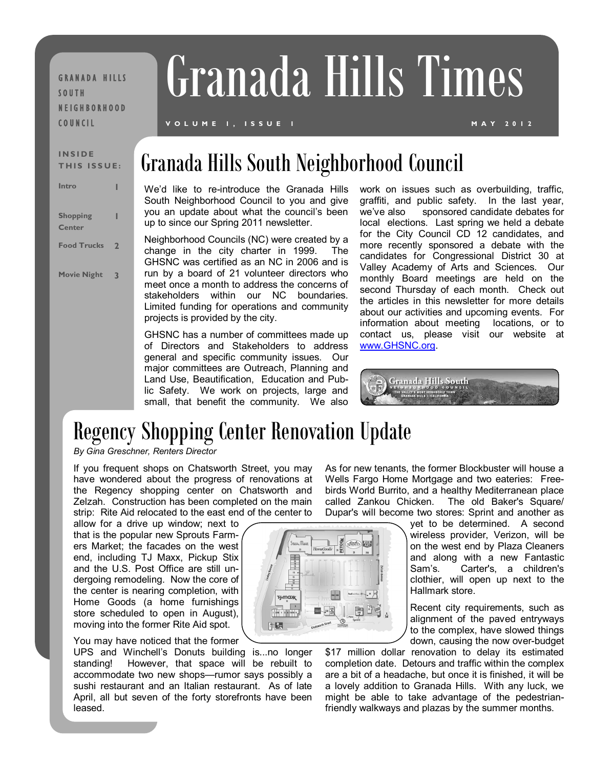GRANADA HILLS SOUTH NEIGHBORHOOD COUNCIL

# Granada Hills Times

VOLUME 1, ISSUE 1 — MAY 2012

**INSIDE THIS ISSUE:**

| | |
|---|---|
| Intro | 1 |
| Shopping Center | 1 |
| Food Trucks | 2 |
| Movie Night | 3 |

## Granada Hills South Neighborhood Council

We'd like to re-introduce the Granada Hills South Neighborhood Council to you and give you an update about what the council's been up to since our Spring 2011 newsletter.

Neighborhood Councils (NC) were created by a change in the city charter in 1999. The GHSNC was certified as an NC in 2006 and is run by a board of 21 volunteer directors who meet once a month to address the concerns of stakeholders within our NC boundaries. Limited funding for operations and community projects is provided by the city.

GHSNC has a number of committees made up of Directors and Stakeholders to address general and specific community issues. Our major committees are Outreach, Planning and Land Use, Beautification, Education and Public Safety. We work on projects, large and small, that benefit the community. We also work on issues such as overbuilding, traffic, graffiti, and public safety. In the last year, we've also sponsored candidate debates for local elections. Last spring we held a debate for the City Council CD 12 candidates, and more recently sponsored a debate with the candidates for Congressional District 30 at Valley Academy of Arts and Sciences. Our monthly Board meetings are held on the second Thursday of each month. Check out the articles in this newsletter for more details about our activities and upcoming events. For information about meeting locations, or to contact us, please visit our website at www.GHSNC.org.

## Regency Shopping Center Renovation Update

*By Gina Greschner, Renters Director*

If you frequent shops on Chatsworth Street, you may have wondered about the progress of renovations at the Regency shopping center on Chatsworth and Zelzah. Construction has been completed on the main strip: Rite Aid relocated to the east end of the center to allow for a drive up window; next to that is the popular new Sprouts Farmers Market; the facades on the west end, including TJ Maxx, Pickup Stix and the U.S. Post Office are still undergoing remodeling. Now the core of the center is nearing completion, with Home Goods (a home furnishings store scheduled to open in August), moving into the former Rite Aid spot.

You may have noticed that the former UPS and Winchell's Donuts building is...no longer standing! However, that space will be rebuilt to accommodate two new shops—rumor says possibly a sushi restaurant and an Italian restaurant. As of late April, all but seven of the forty storefronts have been leased.

As for new tenants, the former Blockbuster will house a Wells Fargo Home Mortgage and two eateries: Freebirds World Burrito, and a healthy Mediterranean place called Zankou Chicken. The old Baker's Square/ Dupar's will become two stores: Sprint and another as yet to be determined. A second wireless provider, Verizon, will be on the west end by Plaza Cleaners and along with a new Fantastic Sam's. Carter's, a children's clothier, will open up next to the Hallmark store.

Recent city requirements, such as alignment of the paved entryways to the complex, have slowed things down, causing the now over-budget $17 million dollar renovation to delay its estimated completion date. Detours and traffic within the complex are a bit of a headache, but once it is finished, it will be a lovely addition to Granada Hills. With any luck, we might be able to take advantage of the pedestrian-friendly walkways and plazas by the summer months.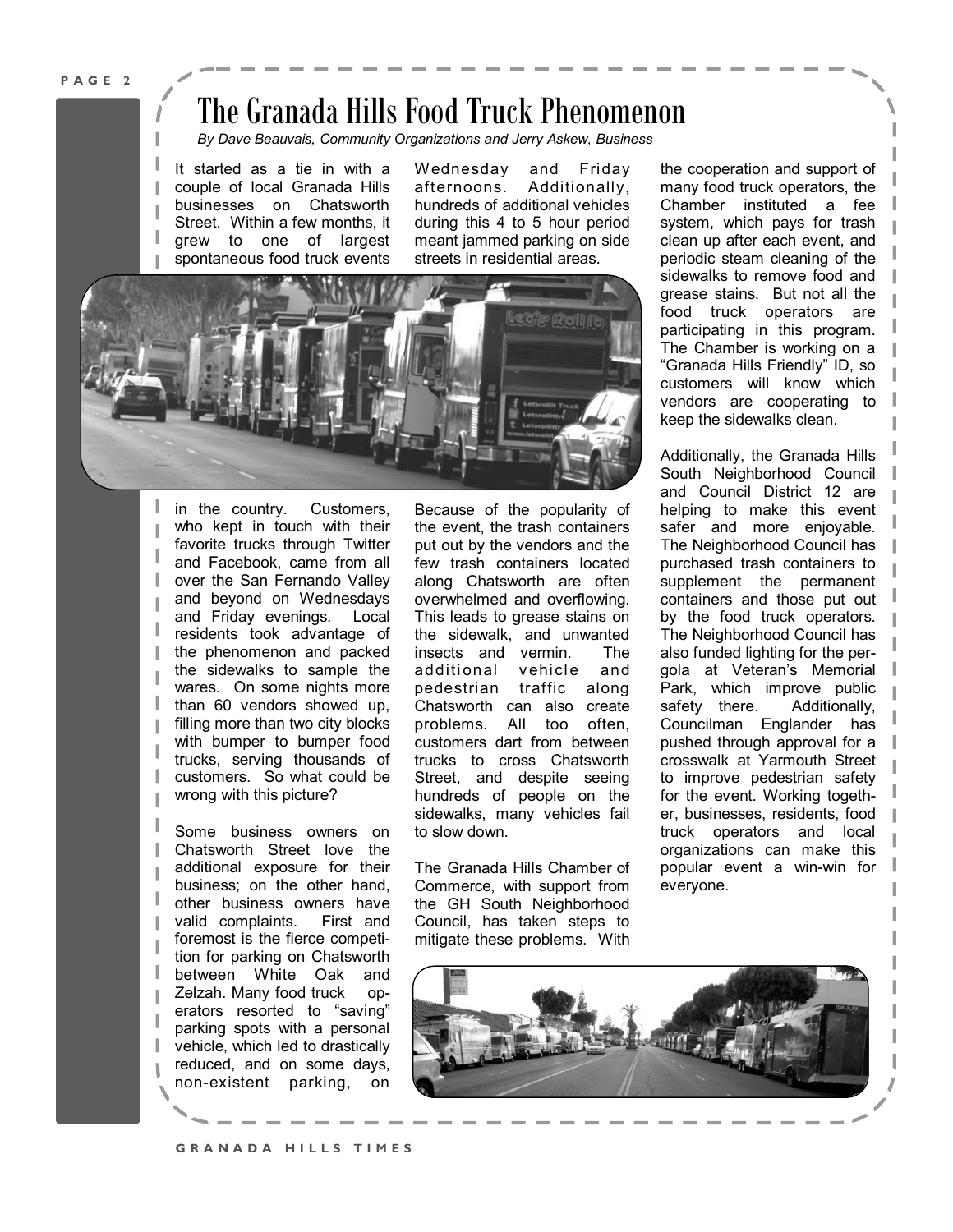# The Granada Hills Food Truck Phenomenon

*By Dave Beauvais, Community Organizations and Jerry Askew, Business*

It started as a tie in with a couple of local Granada Hills businesses on Chatsworth Street. Within a few months, it grew to one of largest spontaneous food truck events in the country. Customers, who kept in touch with their favorite trucks through Twitter and Facebook, came from all over the San Fernando Valley and beyond on Wednesdays and Friday evenings. Local residents took advantage of the phenomenon and packed the sidewalks to sample the wares. On some nights more than 60 vendors showed up, filling more than two city blocks with bumper to bumper food trucks, serving thousands of customers. So what could be wrong with this picture?

Some business owners on Chatsworth Street love the additional exposure for their business; on the other hand, other business owners have valid complaints. First and foremost is the fierce competition for parking on Chatsworth between White Oak and Zelzah. Many food truck operators resorted to "saving" parking spots with a personal vehicle, which led to drastically reduced, and on some days, non-existent parking, on Wednesday and Friday afternoons. Additionally, hundreds of additional vehicles during this 4 to 5 hour period meant jammed parking on side streets in residential areas.

Because of the popularity of the event, the trash containers put out by the vendors and the few trash containers located along Chatsworth are often overwhelmed and overflowing. This leads to grease stains on the sidewalk, and unwanted insects and vermin. The additional vehicle and pedestrian traffic along Chatsworth can also create problems. All too often, customers dart from between trucks to cross Chatsworth Street, and despite seeing hundreds of people on the sidewalks, many vehicles fail to slow down.

The Granada Hills Chamber of Commerce, with support from the GH South Neighborhood Council, has taken steps to mitigate these problems. With the cooperation and support of many food truck operators, the Chamber instituted a fee system, which pays for trash clean up after each event, and periodic steam cleaning of the sidewalks to remove food and grease stains. But not all the food truck operators are participating in this program. The Chamber is working on a "Granada Hills Friendly" ID, so customers will know which vendors are cooperating to keep the sidewalks clean.

Additionally, the Granada Hills South Neighborhood Council and Council District 12 are helping to make this event safer and more enjoyable. The Neighborhood Council has purchased trash containers to supplement the permanent containers and those put out by the food truck operators. The Neighborhood Council has also funded lighting for the pergola at Veteran's Memorial Park, which improve public safety there. Additionally, Councilman Englander has pushed through approval for a crosswalk at Yarmouth Street to improve pedestrian safety for the event. Working together, businesses, residents, food truck operators and local organizations can make this popular event a win-win for everyone.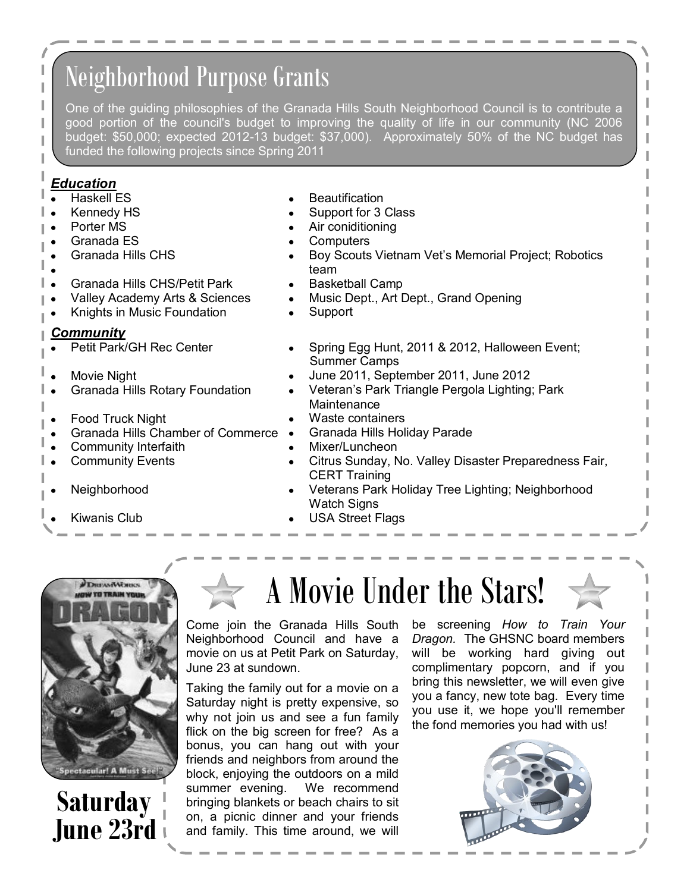# Neighborhood Purpose Grants

One of the guiding philosophies of the Granada Hills South Neighborhood Council is to contribute a good portion of the council's budget to improving the quality of life in our community (NC 2006 budget: $50,000; expected 2012-13 budget: $37,000). Approximately 50% of the NC budget has funded the following projects since Spring 2011

***Education***

| Recipient | Project |
|---|---|
| Haskell ES | Beautification |
| Kennedy HS | Support for 3 Class |
| Porter MS | Air coniditioning |
| Granada ES | Computers |
| Granada Hills CHS | Boy Scouts Vietnam Vet's Memorial Project; Robotics team |
| Granada Hills CHS/Petit Park | Basketball Camp |
| Valley Academy Arts & Sciences | Music Dept., Art Dept., Grand Opening |
| Knights in Music Foundation | Support |

***Community***

| Recipient | Project |
|---|---|
| Petit Park/GH Rec Center | Spring Egg Hunt, 2011 & 2012, Halloween Event; Summer Camps |
| Movie Night | June 2011, September 2011, June 2012 |
| Granada Hills Rotary Foundation | Veteran's Park Triangle Pergola Lighting; Park Maintenance |
| Food Truck Night | Waste containers |
| Granada Hills Chamber of Commerce | Granada Hills Holiday Parade |
| Community Interfaith | Mixer/Luncheon |
| Community Events | Citrus Sunday, No. Valley Disaster Preparedness Fair, CERT Training |
| Neighborhood | Veterans Park Holiday Tree Lighting; Neighborhood Watch Signs |
| Kiwanis Club | USA Street Flags |

# A Movie Under the Stars!

**Saturday June 23rd**

Come join the Granada Hills South Neighborhood Council and have a movie on us at Petit Park on Saturday, June 23 at sundown.

Taking the family out for a movie on a Saturday night is pretty expensive, so why not join us and see a fun family flick on the big screen for free? As a bonus, you can hang out with your friends and neighbors from around the block, enjoying the outdoors on a mild summer evening. We recommend bringing blankets or beach chairs to sit on, a picnic dinner and your friends and family. This time around, we will be screening *How to Train Your Dragon.* The GHSNC board members will be working hard giving out complimentary popcorn, and if you bring this newsletter, we will even give you a fancy, new tote bag. Every time you use it, we hope you'll remember the fond memories you had with us!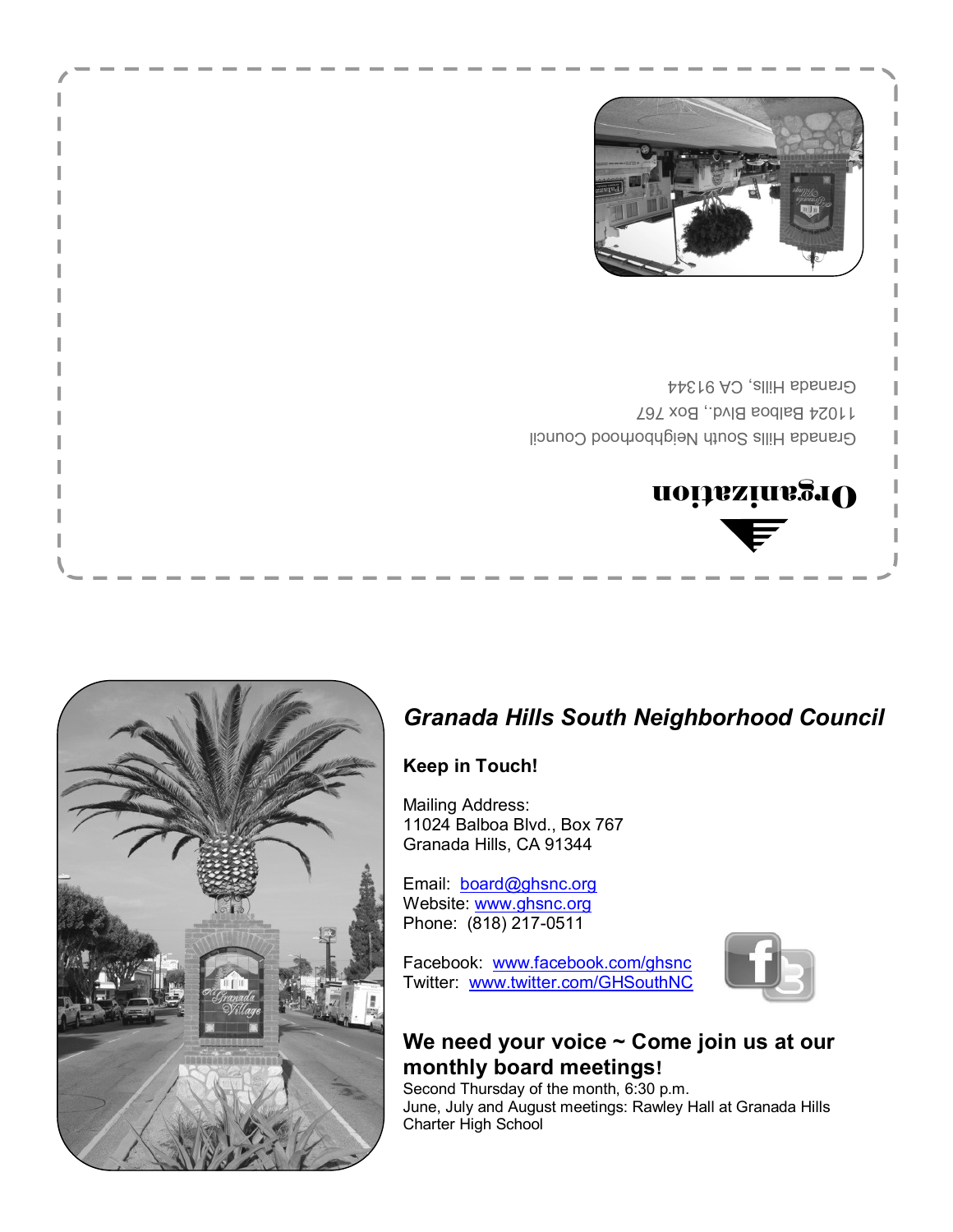Organization

Granada Hills South Neighborhood Council
11024 Balboa Blvd., Box 767
Granada Hills, CA 91344

## *Granada Hills South Neighborhood Council*

**Keep in Touch!**

Mailing Address:
11024 Balboa Blvd., Box 767
Granada Hills, CA 91344

Email: board@ghsnc.org
Website: www.ghsnc.org
Phone: (818) 217-0511

Facebook: www.facebook.com/ghsnc
Twitter: www.twitter.com/GHSouthNC

### We need your voice ~ Come join us at our monthly board meetings!

Second Thursday of the month, 6:30 p.m.
June, July and August meetings: Rawley Hall at Granada Hills Charter High School